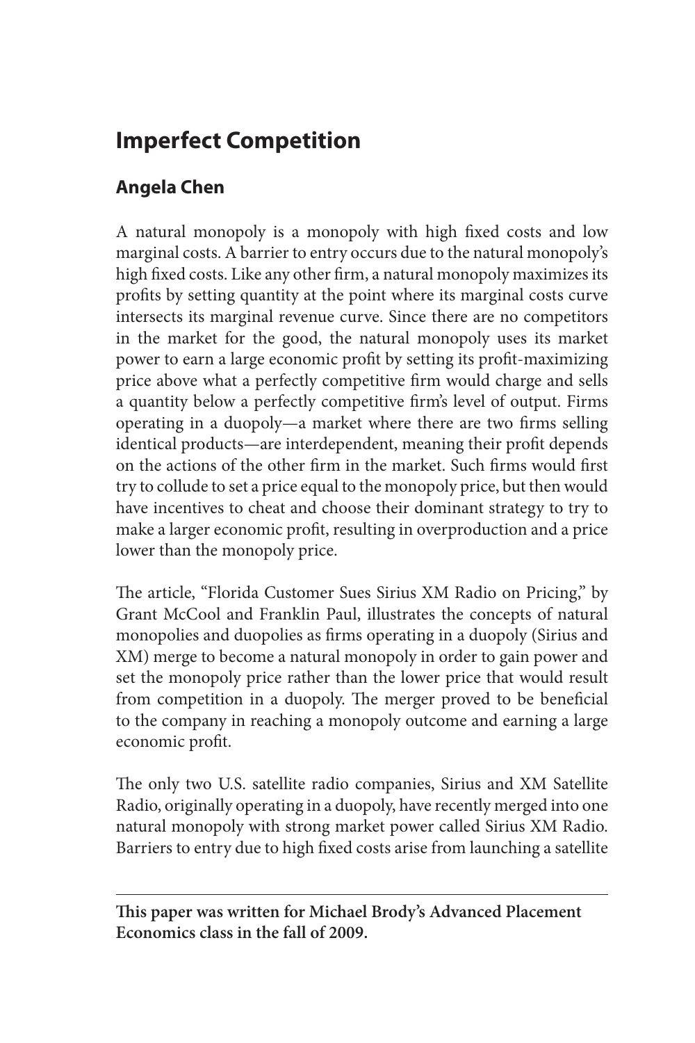# Imperfect Competition

## Angela Chen

A natural monopoly is a monopoly with high fixed costs and low marginal costs. A barrier to entry occurs due to the natural monopoly's high fixed costs. Like any other firm, a natural monopoly maximizes its profits by setting quantity at the point where its marginal costs curve intersects its marginal revenue curve. Since there are no competitors in the market for the good, the natural monopoly uses its market power to earn a large economic profit by setting its profit-maximizing price above what a perfectly competitive firm would charge and sells a quantity below a perfectly competitive firm's level of output. Firms operating in a duopoly—a market where there are two firms selling identical products—are interdependent, meaning their profit depends on the actions of the other firm in the market. Such firms would first try to collude to set a price equal to the monopoly price, but then would have incentives to cheat and choose their dominant strategy to try to make a larger economic profit, resulting in overproduction and a price lower than the monopoly price.

The article, "Florida Customer Sues Sirius XM Radio on Pricing," by Grant McCool and Franklin Paul, illustrates the concepts of natural monopolies and duopolies as firms operating in a duopoly (Sirius and XM) merge to become a natural monopoly in order to gain power and set the monopoly price rather than the lower price that would result from competition in a duopoly. The merger proved to be beneficial to the company in reaching a monopoly outcome and earning a large economic profit.

The only two U.S. satellite radio companies, Sirius and XM Satellite Radio, originally operating in a duopoly, have recently merged into one natural monopoly with strong market power called Sirius XM Radio. Barriers to entry due to high fixed costs arise from launching a satellite

---

**This paper was written for Michael Brody's Advanced Placement Economics class in the fall of 2009.**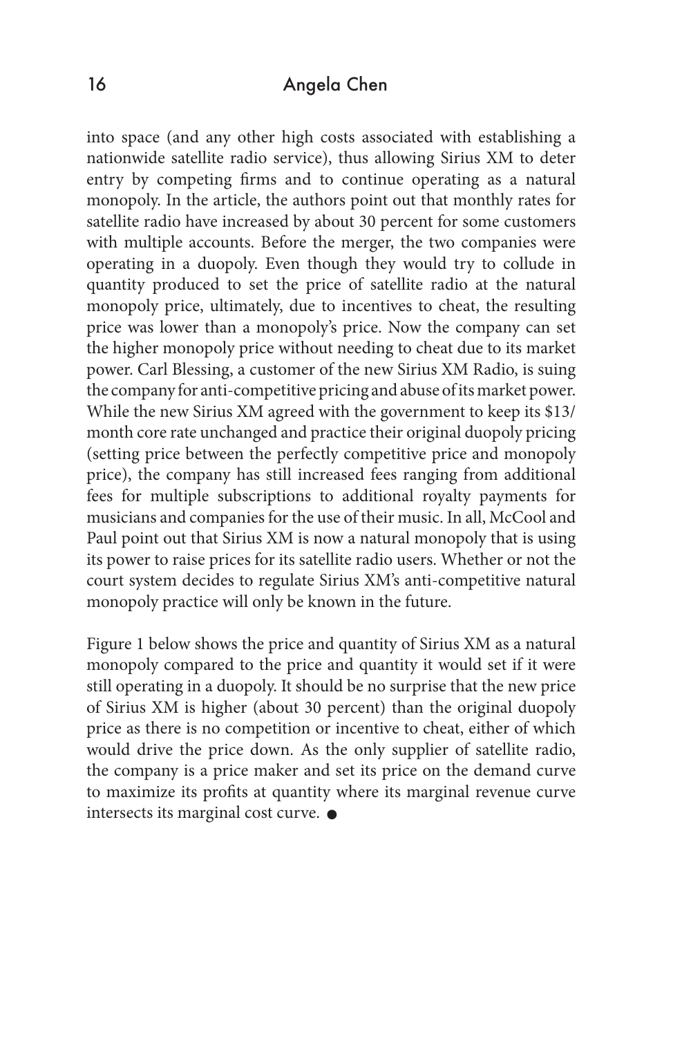into space (and any other high costs associated with establishing a nationwide satellite radio service), thus allowing Sirius XM to deter entry by competing firms and to continue operating as a natural monopoly. In the article, the authors point out that monthly rates for satellite radio have increased by about 30 percent for some customers with multiple accounts. Before the merger, the two companies were operating in a duopoly. Even though they would try to collude in quantity produced to set the price of satellite radio at the natural monopoly price, ultimately, due to incentives to cheat, the resulting price was lower than a monopoly's price. Now the company can set the higher monopoly price without needing to cheat due to its market power. Carl Blessing, a customer of the new Sirius XM Radio, is suing the company for anti-competitive pricing and abuse of its market power. While the new Sirius XM agreed with the government to keep its $13/month core rate unchanged and practice their original duopoly pricing (setting price between the perfectly competitive price and monopoly price), the company has still increased fees ranging from additional fees for multiple subscriptions to additional royalty payments for musicians and companies for the use of their music. In all, McCool and Paul point out that Sirius XM is now a natural monopoly that is using its power to raise prices for its satellite radio users. Whether or not the court system decides to regulate Sirius XM's anti-competitive natural monopoly practice will only be known in the future.

Figure 1 below shows the price and quantity of Sirius XM as a natural monopoly compared to the price and quantity it would set if it were still operating in a duopoly. It should be no surprise that the new price of Sirius XM is higher (about 30 percent) than the original duopoly price as there is no competition or incentive to cheat, either of which would drive the price down. As the only supplier of satellite radio, the company is a price maker and set its price on the demand curve to maximize its profits at quantity where its marginal revenue curve intersects its marginal cost curve. ●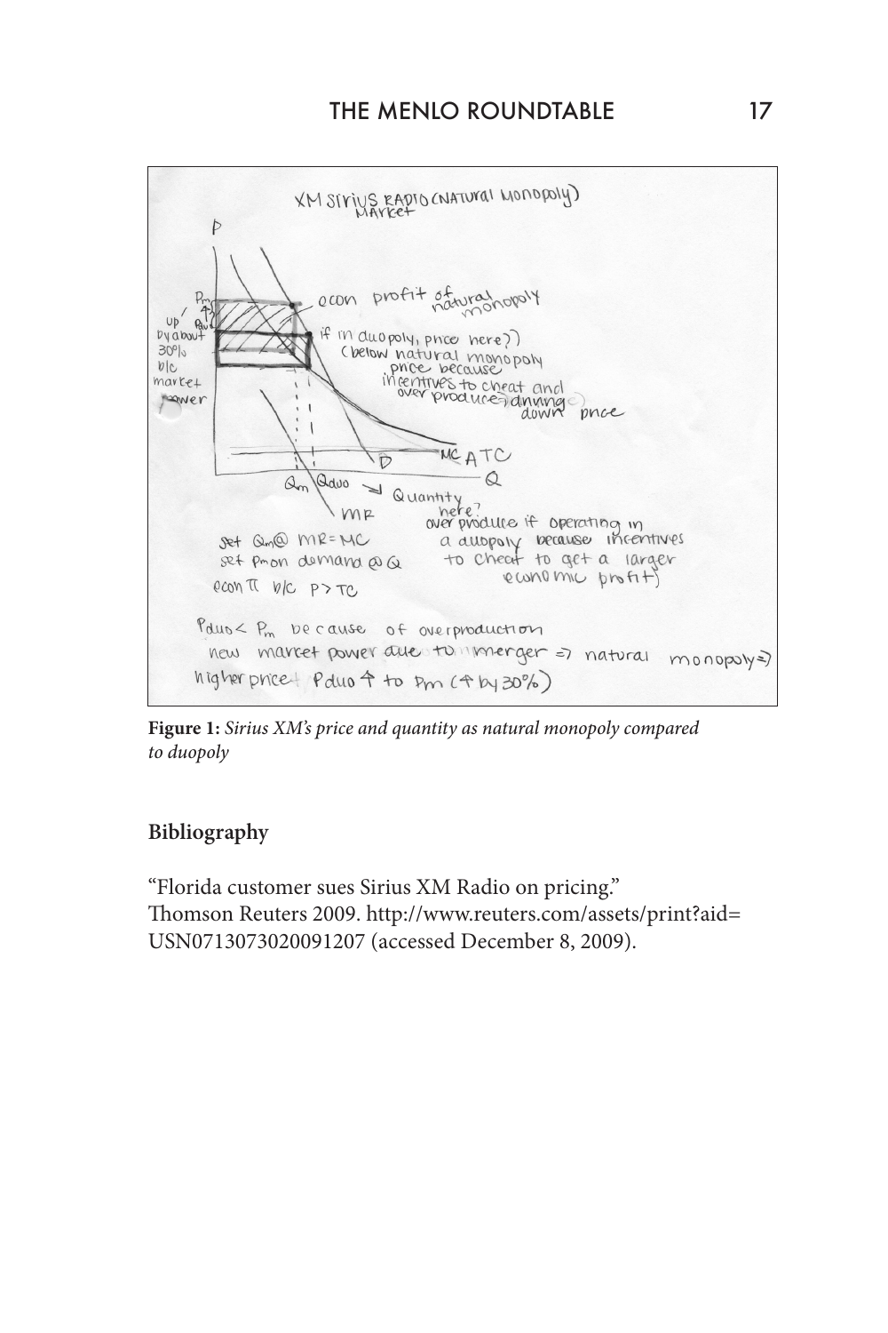XM Sirius Radio (Natural Monopoly) Market

P

Pm ↑? Pduo

up by about 30% b/c market power

econ profit of natural monopoly

if in duopoly, price here?) (below natural monopoly price because incentives to cheat and over produce, driving down price

MC ATC

D

Q

Qm Qduo → Quantity here?

MR

over produce if operating in a duopoly because incentives to cheat to get a larger economic profit)

set Qm @ MR=MC

set Pm on demand @ Q

econ π b/c P > TC

Pduo < Pm because of overproduction

new market power due to merger => natural monopoly => higher price: Pduo ↑ to Pm (↑ by 30%)

**Figure 1:** *Sirius XM's price and quantity as natural monopoly compared to duopoly*

## Bibliography

"Florida customer sues Sirius XM Radio on pricing." Thomson Reuters 2009. http://www.reuters.com/assets/print?aid=USN0713073020091207 (accessed December 8, 2009).